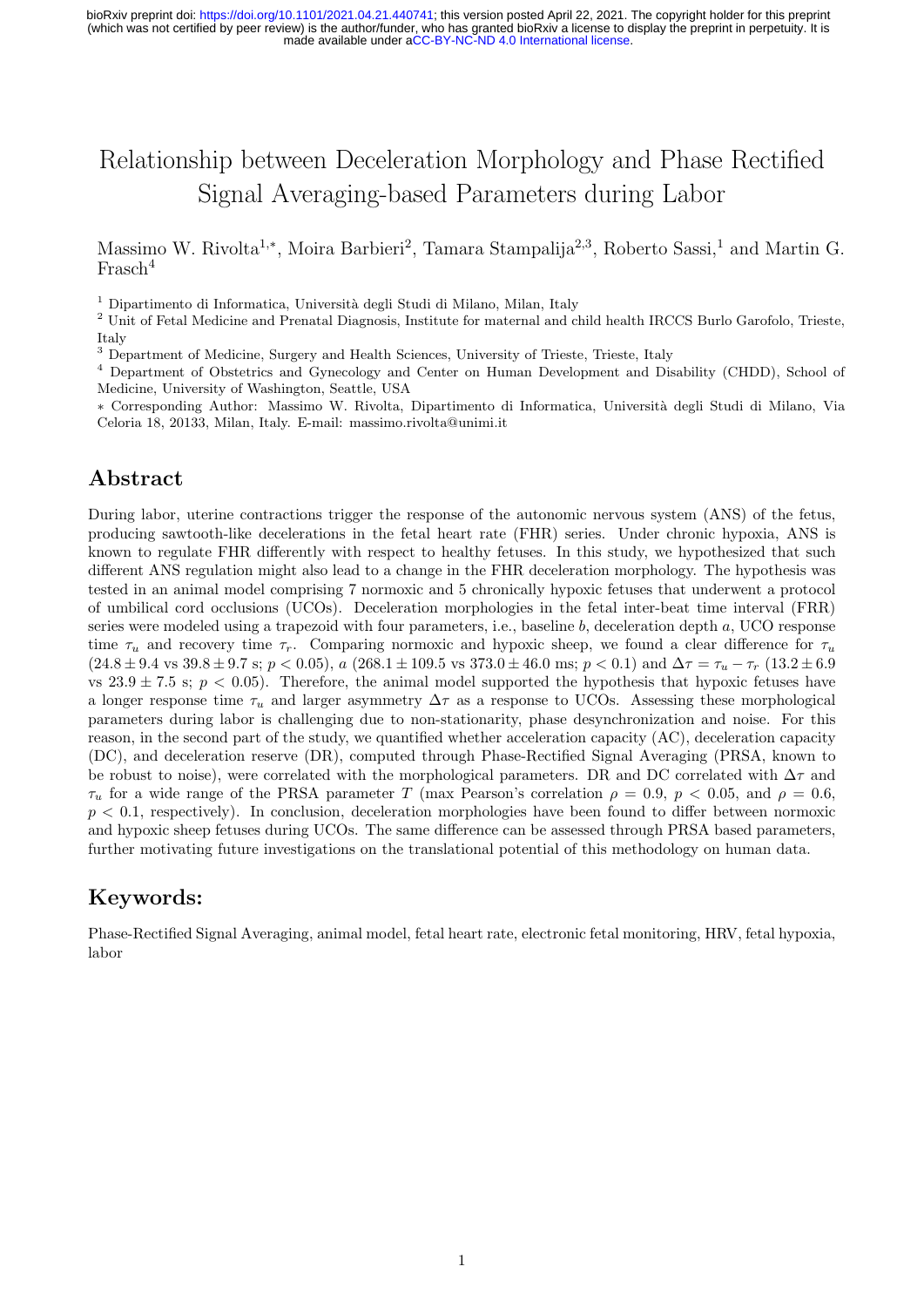# Relationship between Deceleration Morphology and Phase Rectified Signal Averaging-based Parameters during Labor

Massimo W. Rivolta[1,*], Moira Barbieri[2], Tamara Stampalija[2,3], Roberto Sassi,[1] and Martin G. Frasch[4]

[1] Dipartimento di Informatica, Università degli Studi di Milano, Milan, Italy

[2] Unit of Fetal Medicine and Prenatal Diagnosis, Institute for maternal and child health IRCCS Burlo Garofolo, Trieste, Italy

[3] Department of Medicine, Surgery and Health Sciences, University of Trieste, Trieste, Italy

[4] Department of Obstetrics and Gynecology and Center on Human Development and Disability (CHDD), School of Medicine, University of Washington, Seattle, USA

* Corresponding Author: Massimo W. Rivolta, Dipartimento di Informatica, Università degli Studi di Milano, Via Celoria 18, 20133, Milan, Italy. E-mail: massimo.rivolta@unimi.it

## Abstract

During labor, uterine contractions trigger the response of the autonomic nervous system (ANS) of the fetus, producing sawtooth-like decelerations in the fetal heart rate (FHR) series. Under chronic hypoxia, ANS is known to regulate FHR differently with respect to healthy fetuses. In this study, we hypothesized that such different ANS regulation might also lead to a change in the FHR deceleration morphology. The hypothesis was tested in an animal model comprising 7 normoxic and 5 chronically hypoxic fetuses that underwent a protocol of umbilical cord occlusions (UCOs). Deceleration morphologies in the fetal inter-beat time interval (FRR) series were modeled using a trapezoid with four parameters, i.e., baseline $b$, deceleration depth $a$, UCO response time $\tau_u$ and recovery time $\tau_r$. Comparing normoxic and hypoxic sheep, we found a clear difference for $\tau_u$ ($24.8 \pm 9.4$ vs $39.8 \pm 9.7$ s; $p < 0.05$), $a$ ($268.1 \pm 109.5$ vs $373.0 \pm 46.0$ ms; $p < 0.1$) and $\Delta\tau = \tau_u - \tau_r$ ($13.2 \pm 6.9$ vs $23.9 \pm 7.5$ s; $p < 0.05$). Therefore, the animal model supported the hypothesis that hypoxic fetuses have a longer response time $\tau_u$ and larger asymmetry $\Delta\tau$ as a response to UCOs. Assessing these morphological parameters during labor is challenging due to non-stationarity, phase desynchronization and noise. For this reason, in the second part of the study, we quantified whether acceleration capacity (AC), deceleration capacity (DC), and deceleration reserve (DR), computed through Phase-Rectified Signal Averaging (PRSA, known to be robust to noise), were correlated with the morphological parameters. DR and DC correlated with $\Delta\tau$ and $\tau_u$ for a wide range of the PRSA parameter $T$ (max Pearson's correlation $\rho = 0.9$, $p < 0.05$, and $\rho = 0.6$, $p < 0.1$, respectively). In conclusion, deceleration morphologies have been found to differ between normoxic and hypoxic sheep fetuses during UCOs. The same difference can be assessed through PRSA based parameters, further motivating future investigations on the translational potential of this methodology on human data.

## Keywords:

Phase-Rectified Signal Averaging, animal model, fetal heart rate, electronic fetal monitoring, HRV, fetal hypoxia, labor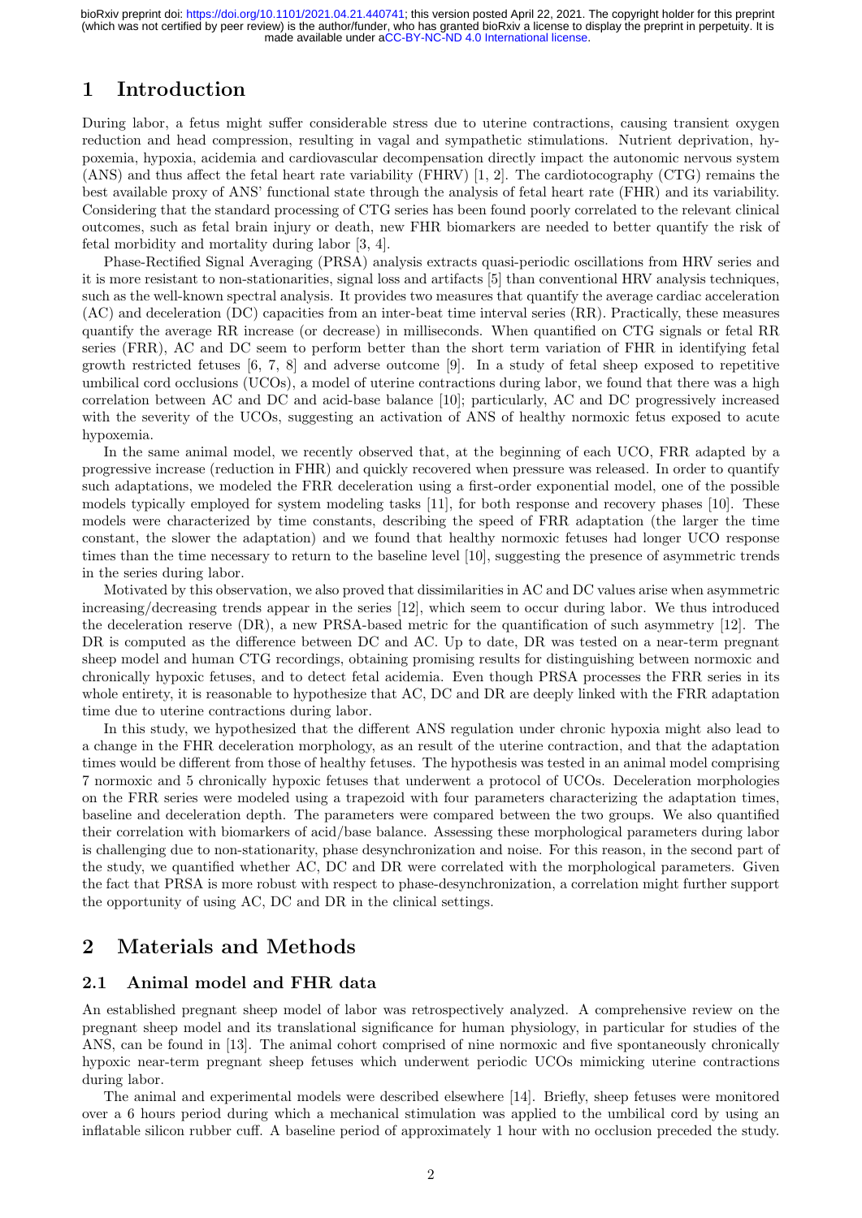# 1 Introduction

During labor, a fetus might suffer considerable stress due to uterine contractions, causing transient oxygen reduction and head compression, resulting in vagal and sympathetic stimulations. Nutrient deprivation, hypoxemia, hypoxia, acidemia and cardiovascular decompensation directly impact the autonomic nervous system (ANS) and thus affect the fetal heart rate variability (FHRV) [1, 2]. The cardiotocography (CTG) remains the best available proxy of ANS' functional state through the analysis of fetal heart rate (FHR) and its variability. Considering that the standard processing of CTG series has been found poorly correlated to the relevant clinical outcomes, such as fetal brain injury or death, new FHR biomarkers are needed to better quantify the risk of fetal morbidity and mortality during labor [3, 4].

Phase-Rectified Signal Averaging (PRSA) analysis extracts quasi-periodic oscillations from HRV series and it is more resistant to non-stationarities, signal loss and artifacts [5] than conventional HRV analysis techniques, such as the well-known spectral analysis. It provides two measures that quantify the average cardiac acceleration (AC) and deceleration (DC) capacities from an inter-beat time interval series (RR). Practically, these measures quantify the average RR increase (or decrease) in milliseconds. When quantified on CTG signals or fetal RR series (FRR), AC and DC seem to perform better than the short term variation of FHR in identifying fetal growth restricted fetuses [6, 7, 8] and adverse outcome [9]. In a study of fetal sheep exposed to repetitive umbilical cord occlusions (UCOs), a model of uterine contractions during labor, we found that there was a high correlation between AC and DC and acid-base balance [10]; particularly, AC and DC progressively increased with the severity of the UCOs, suggesting an activation of ANS of healthy normoxic fetus exposed to acute hypoxemia.

In the same animal model, we recently observed that, at the beginning of each UCO, FRR adapted by a progressive increase (reduction in FHR) and quickly recovered when pressure was released. In order to quantify such adaptations, we modeled the FRR deceleration using a first-order exponential model, one of the possible models typically employed for system modeling tasks [11], for both response and recovery phases [10]. These models were characterized by time constants, describing the speed of FRR adaptation (the larger the time constant, the slower the adaptation) and we found that healthy normoxic fetuses had longer UCO response times than the time necessary to return to the baseline level [10], suggesting the presence of asymmetric trends in the series during labor.

Motivated by this observation, we also proved that dissimilarities in AC and DC values arise when asymmetric increasing/decreasing trends appear in the series [12], which seem to occur during labor. We thus introduced the deceleration reserve (DR), a new PRSA-based metric for the quantification of such asymmetry [12]. The DR is computed as the difference between DC and AC. Up to date, DR was tested on a near-term pregnant sheep model and human CTG recordings, obtaining promising results for distinguishing between normoxic and chronically hypoxic fetuses, and to detect fetal acidemia. Even though PRSA processes the FRR series in its whole entirety, it is reasonable to hypothesize that AC, DC and DR are deeply linked with the FRR adaptation time due to uterine contractions during labor.

In this study, we hypothesized that the different ANS regulation under chronic hypoxia might also lead to a change in the FHR deceleration morphology, as an result of the uterine contraction, and that the adaptation times would be different from those of healthy fetuses. The hypothesis was tested in an animal model comprising 7 normoxic and 5 chronically hypoxic fetuses that underwent a protocol of UCOs. Deceleration morphologies on the FRR series were modeled using a trapezoid with four parameters characterizing the adaptation times, baseline and deceleration depth. The parameters were compared between the two groups. We also quantified their correlation with biomarkers of acid/base balance. Assessing these morphological parameters during labor is challenging due to non-stationarity, phase desynchronization and noise. For this reason, in the second part of the study, we quantified whether AC, DC and DR were correlated with the morphological parameters. Given the fact that PRSA is more robust with respect to phase-desynchronization, a correlation might further support the opportunity of using AC, DC and DR in the clinical settings.

# 2 Materials and Methods

## 2.1 Animal model and FHR data

An established pregnant sheep model of labor was retrospectively analyzed. A comprehensive review on the pregnant sheep model and its translational significance for human physiology, in particular for studies of the ANS, can be found in [13]. The animal cohort comprised of nine normoxic and five spontaneously chronically hypoxic near-term pregnant sheep fetuses which underwent periodic UCOs mimicking uterine contractions during labor.

The animal and experimental models were described elsewhere [14]. Briefly, sheep fetuses were monitored over a 6 hours period during which a mechanical stimulation was applied to the umbilical cord by using an inflatable silicon rubber cuff. A baseline period of approximately 1 hour with no occlusion preceded the study.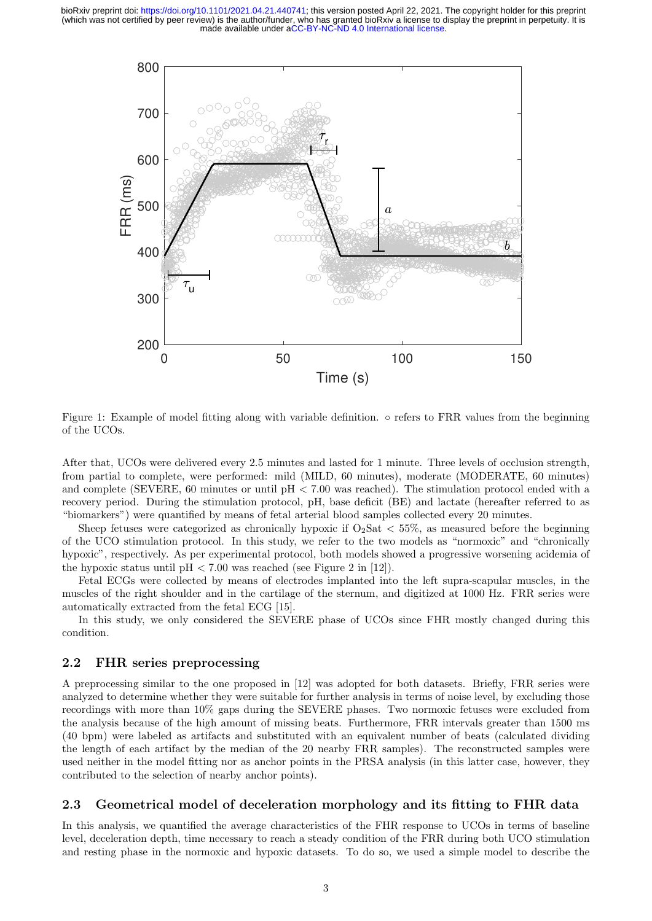Figure 1: Example of model fitting along with variable definition. ∘ refers to FRR values from the beginning of the UCOs.

After that, UCOs were delivered every 2.5 minutes and lasted for 1 minute. Three levels of occlusion strength, from partial to complete, were performed: mild (MILD, 60 minutes), moderate (MODERATE, 60 minutes) and complete (SEVERE, 60 minutes or until pH < 7.00 was reached). The stimulation protocol ended with a recovery period. During the stimulation protocol, pH, base deficit (BE) and lactate (hereafter referred to as "biomarkers") were quantified by means of fetal arterial blood samples collected every 20 minutes.

Sheep fetuses were categorized as chronically hypoxic if $O_2$Sat < 55%, as measured before the beginning of the UCO stimulation protocol. In this study, we refer to the two models as "normoxic" and "chronically hypoxic", respectively. As per experimental protocol, both models showed a progressive worsening acidemia of the hypoxic status until pH < 7.00 was reached (see Figure 2 in [12]).

Fetal ECGs were collected by means of electrodes implanted into the left supra-scapular muscles, in the muscles of the right shoulder and in the cartilage of the sternum, and digitized at 1000 Hz. FRR series were automatically extracted from the fetal ECG [15].

In this study, we only considered the SEVERE phase of UCOs since FHR mostly changed during this condition.

## 2.2 FHR series preprocessing

A preprocessing similar to the one proposed in [12] was adopted for both datasets. Briefly, FRR series were analyzed to determine whether they were suitable for further analysis in terms of noise level, by excluding those recordings with more than 10% gaps during the SEVERE phases. Two normoxic fetuses were excluded from the analysis because of the high amount of missing beats. Furthermore, FRR intervals greater than 1500 ms (40 bpm) were labeled as artifacts and substituted with an equivalent number of beats (calculated dividing the length of each artifact by the median of the 20 nearby FRR samples). The reconstructed samples were used neither in the model fitting nor as anchor points in the PRSA analysis (in this latter case, however, they contributed to the selection of nearby anchor points).

## 2.3 Geometrical model of deceleration morphology and its fitting to FHR data

In this analysis, we quantified the average characteristics of the FHR response to UCOs in terms of baseline level, deceleration depth, time necessary to reach a steady condition of the FRR during both UCO stimulation and resting phase in the normoxic and hypoxic datasets. To do so, we used a simple model to describe the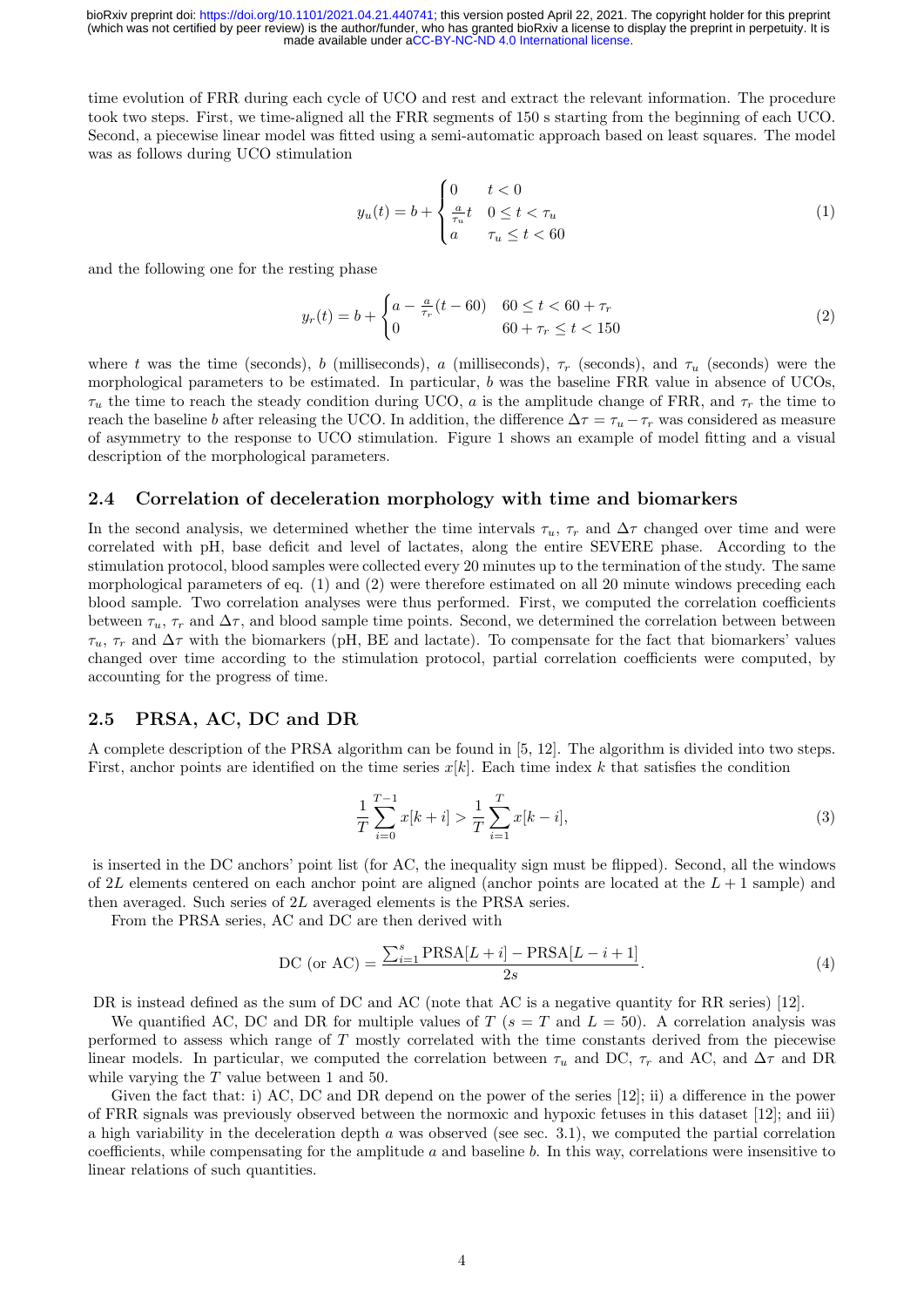time evolution of FRR during each cycle of UCO and rest and extract the relevant information. The procedure took two steps. First, we time-aligned all the FRR segments of 150 s starting from the beginning of each UCO. Second, a piecewise linear model was fitted using a semi-automatic approach based on least squares. The model was as follows during UCO stimulation

$$y_u(t) = b + \begin{cases} 0 & t < 0 \\ \frac{a}{\tau_u} t & 0 \leq t < \tau_u \\ a & \tau_u \leq t < 60 \end{cases} \tag{1}$$

and the following one for the resting phase

$$y_r(t) = b + \begin{cases} a - \frac{a}{\tau_r}(t - 60) & 60 \leq t < 60 + \tau_r \\ 0 & 60 + \tau_r \leq t < 150 \end{cases} \tag{2}$$

where $t$ was the time (seconds), $b$ (milliseconds), $a$ (milliseconds), $\tau_r$ (seconds), and $\tau_u$ (seconds) were the morphological parameters to be estimated. In particular, $b$ was the baseline FRR value in absence of UCOs, $\tau_u$ the time to reach the steady condition during UCO, $a$ is the amplitude change of FRR, and $\tau_r$ the time to reach the baseline $b$ after releasing the UCO. In addition, the difference $\Delta\tau = \tau_u - \tau_r$ was considered as measure of asymmetry to the response to UCO stimulation. Figure 1 shows an example of model fitting and a visual description of the morphological parameters.

## 2.4 Correlation of deceleration morphology with time and biomarkers

In the second analysis, we determined whether the time intervals $\tau_u$, $\tau_r$ and $\Delta\tau$ changed over time and were correlated with pH, base deficit and level of lactates, along the entire SEVERE phase. According to the stimulation protocol, blood samples were collected every 20 minutes up to the termination of the study. The same morphological parameters of eq. (1) and (2) were therefore estimated on all 20 minute windows preceding each blood sample. Two correlation analyses were thus performed. First, we computed the correlation coefficients between $\tau_u$, $\tau_r$ and $\Delta\tau$, and blood sample time points. Second, we determined the correlation between between $\tau_u$, $\tau_r$ and $\Delta\tau$ with the biomarkers (pH, BE and lactate). To compensate for the fact that biomarkers' values changed over time according to the stimulation protocol, partial correlation coefficients were computed, by accounting for the progress of time.

## 2.5 PRSA, AC, DC and DR

A complete description of the PRSA algorithm can be found in [5, 12]. The algorithm is divided into two steps. First, anchor points are identified on the time series $x[k]$. Each time index $k$ that satisfies the condition

$$\frac{1}{T}\sum_{i=0}^{T-1} x[k+i] > \frac{1}{T}\sum_{i=1}^{T} x[k-i], \tag{3}$$

is inserted in the DC anchors' point list (for AC, the inequality sign must be flipped). Second, all the windows of $2L$ elements centered on each anchor point are aligned (anchor points are located at the $L+1$ sample) and then averaged. Such series of $2L$ averaged elements is the PRSA series.

From the PRSA series, AC and DC are then derived with

$$\text{DC (or AC)} = \frac{\sum_{i=1}^{s} \text{PRSA}[L+i] - \text{PRSA}[L-i+1]}{2s}. \tag{4}$$

DR is instead defined as the sum of DC and AC (note that AC is a negative quantity for RR series) [12].

We quantified AC, DC and DR for multiple values of $T$ ($s = T$ and $L = 50$). A correlation analysis was performed to assess which range of $T$ mostly correlated with the time constants derived from the piecewise linear models. In particular, we computed the correlation between $\tau_u$ and DC, $\tau_r$ and AC, and $\Delta\tau$ and DR while varying the $T$ value between 1 and 50.

Given the fact that: i) AC, DC and DR depend on the power of the series [12]; ii) a difference in the power of FRR signals was previously observed between the normoxic and hypoxic fetuses in this dataset [12]; and iii) a high variability in the deceleration depth $a$ was observed (see sec. 3.1), we computed the partial correlation coefficients, while compensating for the amplitude $a$ and baseline $b$. In this way, correlations were insensitive to linear relations of such quantities.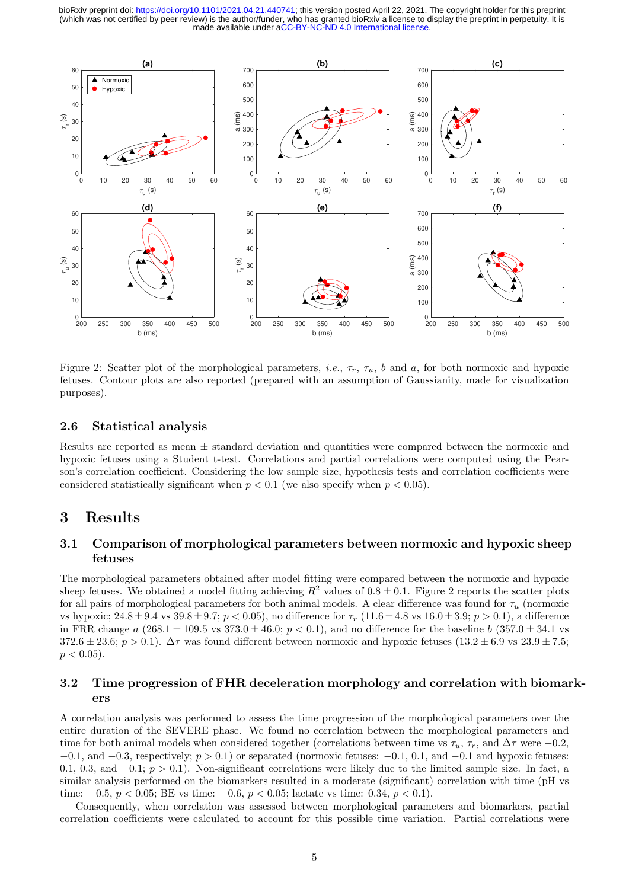Figure 2: Scatter plot of the morphological parameters, *i.e.*, $\tau_r$, $\tau_u$, $b$ and $a$, for both normoxic and hypoxic fetuses. Contour plots are also reported (prepared with an assumption of Gaussianity, made for visualization purposes).

## 2.6 Statistical analysis

Results are reported as mean $\pm$ standard deviation and quantities were compared between the normoxic and hypoxic fetuses using a Student t-test. Correlations and partial correlations were computed using the Pearson's correlation coefficient. Considering the low sample size, hypothesis tests and correlation coefficients were considered statistically significant when $p < 0.1$ (we also specify when $p < 0.05$).

# 3 Results

## 3.1 Comparison of morphological parameters between normoxic and hypoxic sheep fetuses

The morphological parameters obtained after model fitting were compared between the normoxic and hypoxic sheep fetuses. We obtained a model fitting achieving $R^2$ values of $0.8 \pm 0.1$. Figure 2 reports the scatter plots for all pairs of morphological parameters for both animal models. A clear difference was found for $\tau_u$ (normoxic vs hypoxic; $24.8 \pm 9.4$ vs $39.8 \pm 9.7$; $p < 0.05$), no difference for $\tau_r$ ($11.6 \pm 4.8$ vs $16.0 \pm 3.9$; $p > 0.1$), a difference in FRR change $a$ ($268.1 \pm 109.5$ vs $373.0 \pm 46.0$; $p < 0.1$), and no difference for the baseline $b$ ($357.0 \pm 34.1$ vs $372.6 \pm 23.6$; $p > 0.1$). $\Delta\tau$ was found different between normoxic and hypoxic fetuses ($13.2 \pm 6.9$ vs $23.9 \pm 7.5$; $p < 0.05$).

## 3.2 Time progression of FHR deceleration morphology and correlation with biomarkers

A correlation analysis was performed to assess the time progression of the morphological parameters over the entire duration of the SEVERE phase. We found no correlation between the morphological parameters and time for both animal models when considered together (correlations between time vs $\tau_u$, $\tau_r$, and $\Delta\tau$ were $-0.2$, $-0.1$, and $-0.3$, respectively; $p > 0.1$) or separated (normoxic fetuses: $-0.1$, $0.1$, and $-0.1$ and hypoxic fetuses: $0.1$, $0.3$, and $-0.1$; $p > 0.1$). Non-significant correlations were likely due to the limited sample size. In fact, a similar analysis performed on the biomarkers resulted in a moderate (significant) correlation with time (pH vs time: $-0.5$, $p < 0.05$; BE vs time: $-0.6$, $p < 0.05$; lactate vs time: $0.34$, $p < 0.1$).

Consequently, when correlation was assessed between morphological parameters and biomarkers, partial correlation coefficients were calculated to account for this possible time variation. Partial correlations were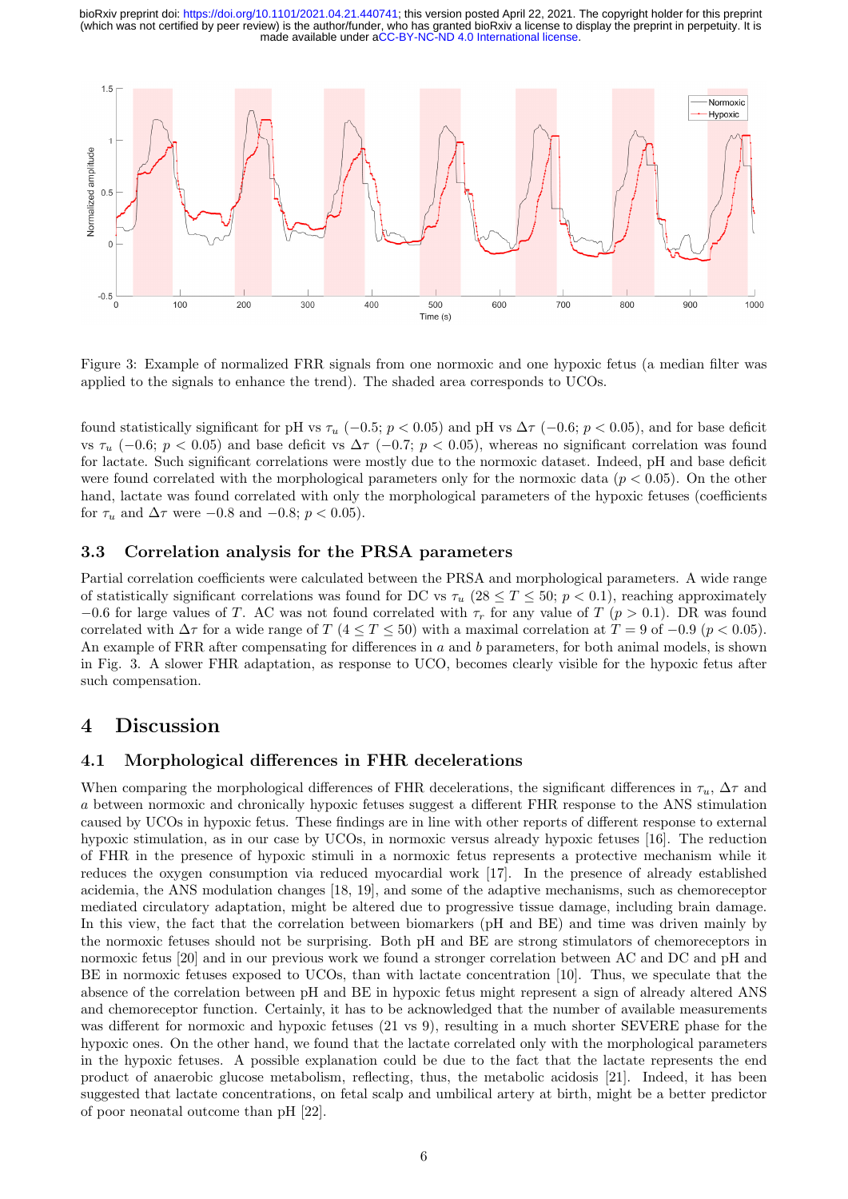Figure 3: Example of normalized FRR signals from one normoxic and one hypoxic fetus (a median filter was applied to the signals to enhance the trend). The shaded area corresponds to UCOs.

found statistically significant for pH vs $\tau_u$ (−0.5; $p < 0.05$) and pH vs $\Delta\tau$ (−0.6; $p < 0.05$), and for base deficit vs $\tau_u$ (−0.6; $p < 0.05$) and base deficit vs $\Delta\tau$ (−0.7; $p < 0.05$), whereas no significant correlation was found for lactate. Such significant correlations were mostly due to the normoxic dataset. Indeed, pH and base deficit were found correlated with the morphological parameters only for the normoxic data ($p < 0.05$). On the other hand, lactate was found correlated with only the morphological parameters of the hypoxic fetuses (coefficients for $\tau_u$ and $\Delta\tau$ were −0.8 and −0.8; $p < 0.05$).

### 3.3 Correlation analysis for the PRSA parameters

Partial correlation coefficients were calculated between the PRSA and morphological parameters. A wide range of statistically significant correlations was found for DC vs $\tau_u$ ($28 \leq T \leq 50$; $p < 0.1$), reaching approximately −0.6 for large values of $T$. AC was not found correlated with $\tau_r$ for any value of $T$ ($p > 0.1$). DR was found correlated with $\Delta\tau$ for a wide range of $T$ ($4 \leq T \leq 50$) with a maximal correlation at $T = 9$ of −0.9 ($p < 0.05$). An example of FRR after compensating for differences in $a$ and $b$ parameters, for both animal models, is shown in Fig. 3. A slower FHR adaptation, as response to UCO, becomes clearly visible for the hypoxic fetus after such compensation.

## 4 Discussion

### 4.1 Morphological differences in FHR decelerations

When comparing the morphological differences of FHR decelerations, the significant differences in $\tau_u$, $\Delta\tau$ and $a$ between normoxic and chronically hypoxic fetuses suggest a different FHR response to the ANS stimulation caused by UCOs in hypoxic fetus. These findings are in line with other reports of different response to external hypoxic stimulation, as in our case by UCOs, in normoxic versus already hypoxic fetuses [16]. The reduction of FHR in the presence of hypoxic stimuli in a normoxic fetus represents a protective mechanism while it reduces the oxygen consumption via reduced myocardial work [17]. In the presence of already established acidemia, the ANS modulation changes [18, 19], and some of the adaptive mechanisms, such as chemoreceptor mediated circulatory adaptation, might be altered due to progressive tissue damage, including brain damage. In this view, the fact that the correlation between biomarkers (pH and BE) and time was driven mainly by the normoxic fetuses should not be surprising. Both pH and BE are strong stimulators of chemoreceptors in normoxic fetus [20] and in our previous work we found a stronger correlation between AC and DC and pH and BE in normoxic fetuses exposed to UCOs, than with lactate concentration [10]. Thus, we speculate that the absence of the correlation between pH and BE in hypoxic fetus might represent a sign of already altered ANS and chemoreceptor function. Certainly, it has to be acknowledged that the number of available measurements was different for normoxic and hypoxic fetuses (21 vs 9), resulting in a much shorter SEVERE phase for the hypoxic ones. On the other hand, we found that the lactate correlated only with the morphological parameters in the hypoxic fetuses. A possible explanation could be due to the fact that the lactate represents the end product of anaerobic glucose metabolism, reflecting, thus, the metabolic acidosis [21]. Indeed, it has been suggested that lactate concentrations, on fetal scalp and umbilical artery at birth, might be a better predictor of poor neonatal outcome than pH [22].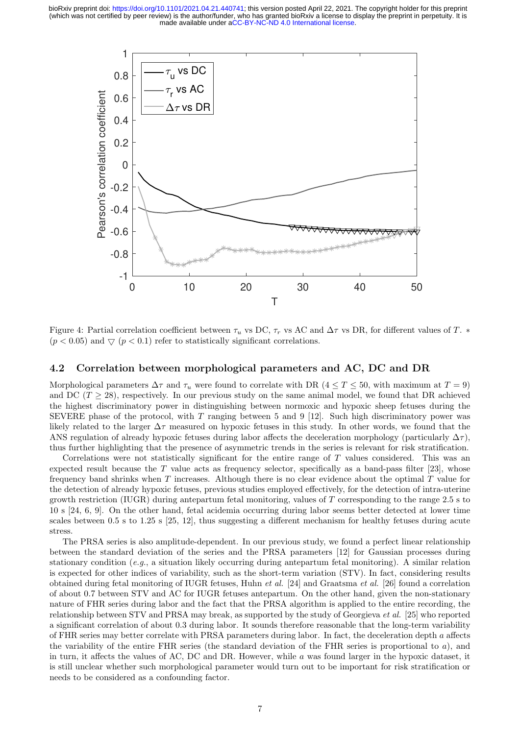Figure 4: Partial correlation coefficient between $\tau_u$ vs DC, $\tau_r$ vs AC and $\Delta\tau$ vs DR, for different values of $T$. $*$ ($p < 0.05$) and $\bigtriangledown$ ($p < 0.1$) refer to statistically significant correlations.

### 4.2 Correlation between morphological parameters and AC, DC and DR

Morphological parameters $\Delta\tau$ and $\tau_u$ were found to correlate with DR ($4 \leq T \leq 50$, with maximum at $T = 9$) and DC ($T \geq 28$), respectively. In our previous study on the same animal model, we found that DR achieved the highest discriminatory power in distinguishing between normoxic and hypoxic sheep fetuses during the SEVERE phase of the protocol, with $T$ ranging between 5 and 9 [12]. Such high discriminatory power was likely related to the larger $\Delta\tau$ measured on hypoxic fetuses in this study. In other words, we found that the ANS regulation of already hypoxic fetuses during labor affects the deceleration morphology (particularly $\Delta\tau$), thus further highlighting that the presence of asymmetric trends in the series is relevant for risk stratification.

Correlations were not statistically significant for the entire range of $T$ values considered. This was an expected result because the $T$ value acts as frequency selector, specifically as a band-pass filter [23], whose frequency band shrinks when $T$ increases. Although there is no clear evidence about the optimal $T$ value for the detection of already hypoxic fetuses, previous studies employed effectively, for the detection of intra-uterine growth restriction (IUGR) during antepartum fetal monitoring, values of $T$ corresponding to the range 2.5 s to 10 s [24, 6, 9]. On the other hand, fetal acidemia occurring during labor seems better detected at lower time scales between 0.5 s to 1.25 s [25, 12], thus suggesting a different mechanism for healthy fetuses during acute stress.

The PRSA series is also amplitude-dependent. In our previous study, we found a perfect linear relationship between the standard deviation of the series and the PRSA parameters [12] for Gaussian processes during stationary condition (*e.g.*, a situation likely occurring during antepartum fetal monitoring). A similar relation is expected for other indices of variability, such as the short-term variation (STV). In fact, considering results obtained during fetal monitoring of IUGR fetuses, Huhn *et al.* [24] and Graatsma *et al.* [26] found a correlation of about 0.7 between STV and AC for IUGR fetuses antepartum. On the other hand, given the non-stationary nature of FHR series during labor and the fact that the PRSA algorithm is applied to the entire recording, the relationship between STV and PRSA may break, as supported by the study of Georgieva *et al.* [25] who reported a significant correlation of about 0.3 during labor. It sounds therefore reasonable that the long-term variability of FHR series may better correlate with PRSA parameters during labor. In fact, the deceleration depth $a$ affects the variability of the entire FHR series (the standard deviation of the FHR series is proportional to $a$), and in turn, it affects the values of AC, DC and DR. However, while $a$ was found larger in the hypoxic dataset, it is still unclear whether such morphological parameter would turn out to be important for risk stratification or needs to be considered as a confounding factor.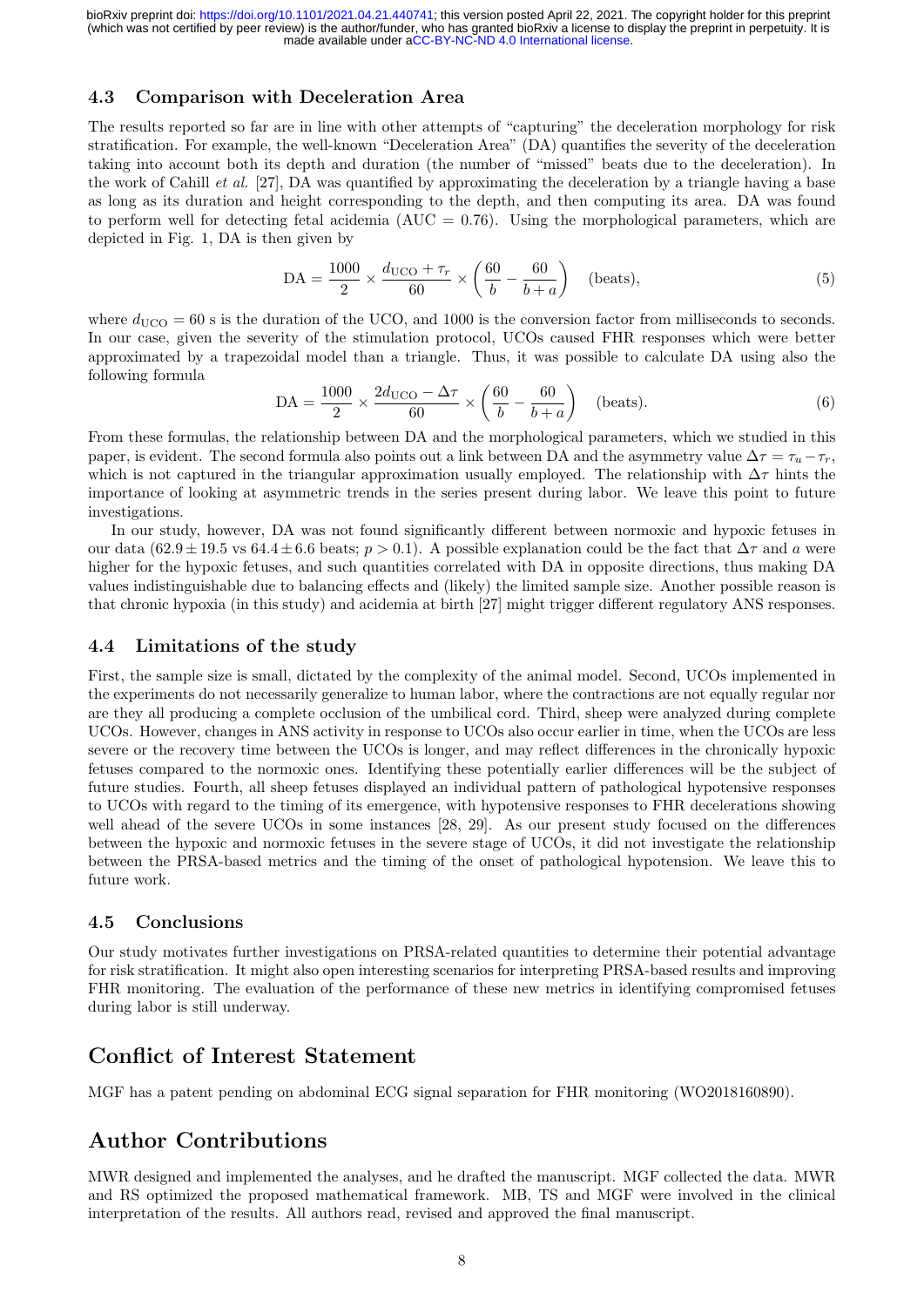### 4.3 Comparison with Deceleration Area

The results reported so far are in line with other attempts of "capturing" the deceleration morphology for risk stratification. For example, the well-known "Deceleration Area" (DA) quantifies the severity of the deceleration taking into account both its depth and duration (the number of "missed" beats due to the deceleration). In the work of Cahill *et al.* [27], DA was quantified by approximating the deceleration by a triangle having a base as long as its duration and height corresponding to the depth, and then computing its area. DA was found to perform well for detecting fetal acidemia (AUC = 0.76). Using the morphological parameters, which are depicted in Fig. 1, DA is then given by

$$\mathrm{DA} = \frac{1000}{2} \times \frac{d_{\mathrm{UCO}} + \tau_r}{60} \times \left( \frac{60}{b} - \frac{60}{b+a} \right) \quad \text{(beats)}, \tag{5}$$

where $d_{\mathrm{UCO}} = 60$ s is the duration of the UCO, and 1000 is the conversion factor from milliseconds to seconds. In our case, given the severity of the stimulation protocol, UCOs caused FHR responses which were better approximated by a trapezoidal model than a triangle. Thus, it was possible to calculate DA using also the following formula

$$\mathrm{DA} = \frac{1000}{2} \times \frac{2d_{\mathrm{UCO}} - \Delta\tau}{60} \times \left( \frac{60}{b} - \frac{60}{b+a} \right) \quad \text{(beats)}. \tag{6}$$

From these formulas, the relationship between DA and the morphological parameters, which we studied in this paper, is evident. The second formula also points out a link between DA and the asymmetry value $\Delta\tau = \tau_u - \tau_r$, which is not captured in the triangular approximation usually employed. The relationship with $\Delta\tau$ hints the importance of looking at asymmetric trends in the series present during labor. We leave this point to future investigations.

In our study, however, DA was not found significantly different between normoxic and hypoxic fetuses in our data ($62.9 \pm 19.5$ vs $64.4 \pm 6.6$ beats; $p > 0.1$). A possible explanation could be the fact that $\Delta\tau$ and $a$ were higher for the hypoxic fetuses, and such quantities correlated with DA in opposite directions, thus making DA values indistinguishable due to balancing effects and (likely) the limited sample size. Another possible reason is that chronic hypoxia (in this study) and acidemia at birth [27] might trigger different regulatory ANS responses.

### 4.4 Limitations of the study

First, the sample size is small, dictated by the complexity of the animal model. Second, UCOs implemented in the experiments do not necessarily generalize to human labor, where the contractions are not equally regular nor are they all producing a complete occlusion of the umbilical cord. Third, sheep were analyzed during complete UCOs. However, changes in ANS activity in response to UCOs also occur earlier in time, when the UCOs are less severe or the recovery time between the UCOs is longer, and may reflect differences in the chronically hypoxic fetuses compared to the normoxic ones. Identifying these potentially earlier differences will be the subject of future studies. Fourth, all sheep fetuses displayed an individual pattern of pathological hypotensive responses to UCOs with regard to the timing of its emergence, with hypotensive responses to FHR decelerations showing well ahead of the severe UCOs in some instances [28, 29]. As our present study focused on the differences between the hypoxic and normoxic fetuses in the severe stage of UCOs, it did not investigate the relationship between the PRSA-based metrics and the timing of the onset of pathological hypotension. We leave this to future work.

### 4.5 Conclusions

Our study motivates further investigations on PRSA-related quantities to determine their potential advantage for risk stratification. It might also open interesting scenarios for interpreting PRSA-based results and improving FHR monitoring. The evaluation of the performance of these new metrics in identifying compromised fetuses during labor is still underway.

## Conflict of Interest Statement

MGF has a patent pending on abdominal ECG signal separation for FHR monitoring (WO2018160890).

## Author Contributions

MWR designed and implemented the analyses, and he drafted the manuscript. MGF collected the data. MWR and RS optimized the proposed mathematical framework. MB, TS and MGF were involved in the clinical interpretation of the results. All authors read, revised and approved the final manuscript.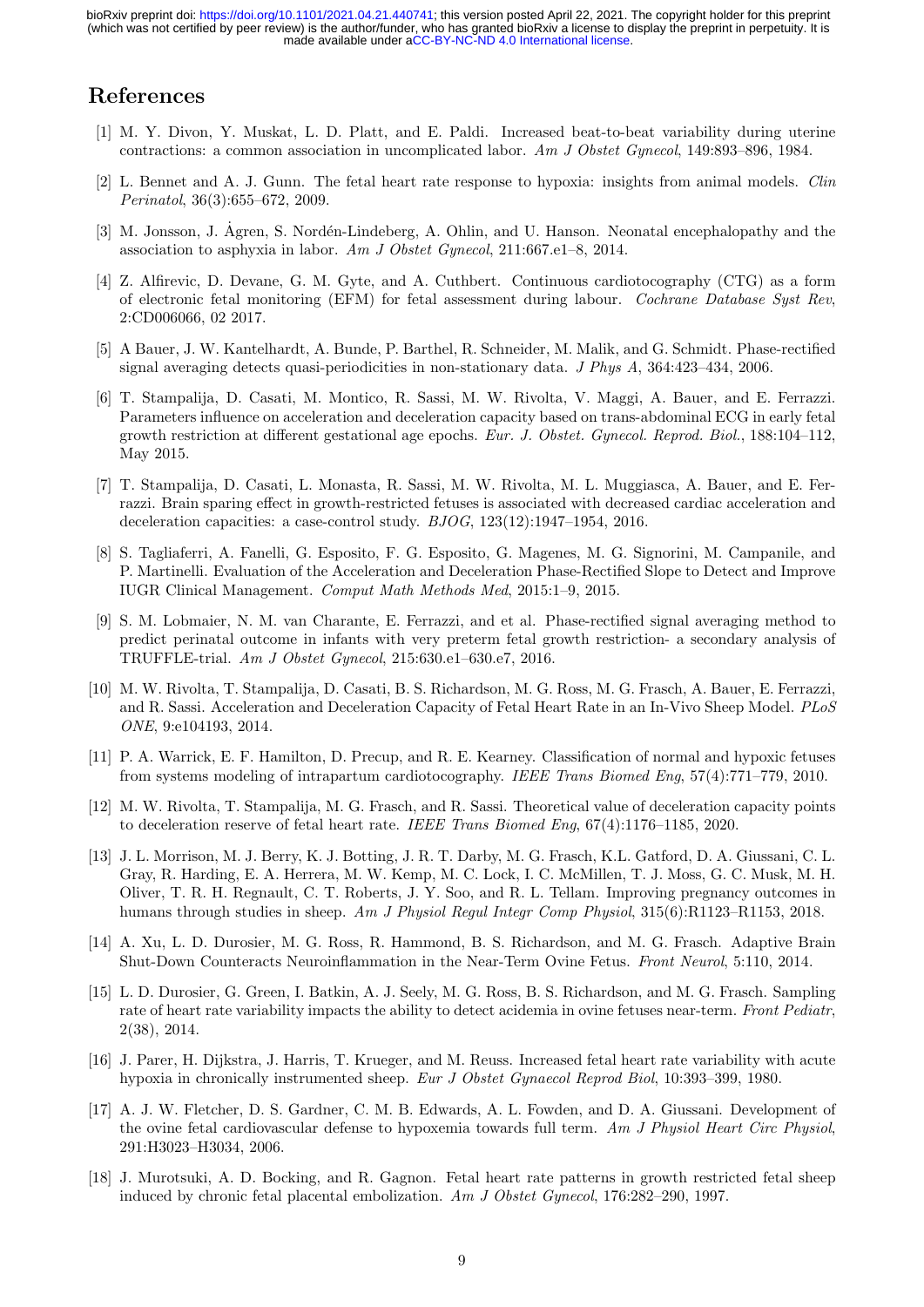# References

[1] M. Y. Divon, Y. Muskat, L. D. Platt, and E. Paldi. Increased beat-to-beat variability during uterine contractions: a common association in uncomplicated labor. *Am J Obstet Gynecol*, 149:893–896, 1984.

[2] L. Bennet and A. J. Gunn. The fetal heart rate response to hypoxia: insights from animal models. *Clin Perinatol*, 36(3):655–672, 2009.

[3] M. Jonsson, J. Ågren, S. Nordén-Lindeberg, A. Ohlin, and U. Hanson. Neonatal encephalopathy and the association to asphyxia in labor. *Am J Obstet Gynecol*, 211:667.e1–8, 2014.

[4] Z. Alfirevic, D. Devane, G. M. Gyte, and A. Cuthbert. Continuous cardiotocography (CTG) as a form of electronic fetal monitoring (EFM) for fetal assessment during labour. *Cochrane Database Syst Rev*, 2:CD006066, 02 2017.

[5] A Bauer, J. W. Kantelhardt, A. Bunde, P. Barthel, R. Schneider, M. Malik, and G. Schmidt. Phase-rectified signal averaging detects quasi-periodicities in non-stationary data. *J Phys A*, 364:423–434, 2006.

[6] T. Stampalija, D. Casati, M. Montico, R. Sassi, M. W. Rivolta, V. Maggi, A. Bauer, and E. Ferrazzi. Parameters influence on acceleration and deceleration capacity based on trans-abdominal ECG in early fetal growth restriction at different gestational age epochs. *Eur. J. Obstet. Gynecol. Reprod. Biol.*, 188:104–112, May 2015.

[7] T. Stampalija, D. Casati, L. Monasta, R. Sassi, M. W. Rivolta, M. L. Muggiasca, A. Bauer, and E. Ferrazzi. Brain sparing effect in growth-restricted fetuses is associated with decreased cardiac acceleration and deceleration capacities: a case-control study. *BJOG*, 123(12):1947–1954, 2016.

[8] S. Tagliaferri, A. Fanelli, G. Esposito, F. G. Esposito, G. Magenes, M. G. Signorini, M. Campanile, and P. Martinelli. Evaluation of the Acceleration and Deceleration Phase-Rectified Slope to Detect and Improve IUGR Clinical Management. *Comput Math Methods Med*, 2015:1–9, 2015.

[9] S. M. Lobmaier, N. M. van Charante, E. Ferrazzi, and et al. Phase-rectified signal averaging method to predict perinatal outcome in infants with very preterm fetal growth restriction- a secondary analysis of TRUFFLE-trial. *Am J Obstet Gynecol*, 215:630.e1–630.e7, 2016.

[10] M. W. Rivolta, T. Stampalija, D. Casati, B. S. Richardson, M. G. Ross, M. G. Frasch, A. Bauer, E. Ferrazzi, and R. Sassi. Acceleration and Deceleration Capacity of Fetal Heart Rate in an In-Vivo Sheep Model. *PLoS ONE*, 9:e104193, 2014.

[11] P. A. Warrick, E. F. Hamilton, D. Precup, and R. E. Kearney. Classification of normal and hypoxic fetuses from systems modeling of intrapartum cardiotocography. *IEEE Trans Biomed Eng*, 57(4):771–779, 2010.

[12] M. W. Rivolta, T. Stampalija, M. G. Frasch, and R. Sassi. Theoretical value of deceleration capacity points to deceleration reserve of fetal heart rate. *IEEE Trans Biomed Eng*, 67(4):1176–1185, 2020.

[13] J. L. Morrison, M. J. Berry, K. J. Botting, J. R. T. Darby, M. G. Frasch, K.L. Gatford, D. A. Giussani, C. L. Gray, R. Harding, E. A. Herrera, M. W. Kemp, M. C. Lock, I. C. McMillen, T. J. Moss, G. C. Musk, M. H. Oliver, T. R. H. Regnault, C. T. Roberts, J. Y. Soo, and R. L. Tellam. Improving pregnancy outcomes in humans through studies in sheep. *Am J Physiol Regul Integr Comp Physiol*, 315(6):R1123–R1153, 2018.

[14] A. Xu, L. D. Durosier, M. G. Ross, R. Hammond, B. S. Richardson, and M. G. Frasch. Adaptive Brain Shut-Down Counteracts Neuroinflammation in the Near-Term Ovine Fetus. *Front Neurol*, 5:110, 2014.

[15] L. D. Durosier, G. Green, I. Batkin, A. J. Seely, M. G. Ross, B. S. Richardson, and M. G. Frasch. Sampling rate of heart rate variability impacts the ability to detect acidemia in ovine fetuses near-term. *Front Pediatr*, 2(38), 2014.

[16] J. Parer, H. Dijkstra, J. Harris, T. Krueger, and M. Reuss. Increased fetal heart rate variability with acute hypoxia in chronically instrumented sheep. *Eur J Obstet Gynaecol Reprod Biol*, 10:393–399, 1980.

[17] A. J. W. Fletcher, D. S. Gardner, C. M. B. Edwards, A. L. Fowden, and D. A. Giussani. Development of the ovine fetal cardiovascular defense to hypoxemia towards full term. *Am J Physiol Heart Circ Physiol*, 291:H3023–H3034, 2006.

[18] J. Murotsuki, A. D. Bocking, and R. Gagnon. Fetal heart rate patterns in growth restricted fetal sheep induced by chronic fetal placental embolization. *Am J Obstet Gynecol*, 176:282–290, 1997.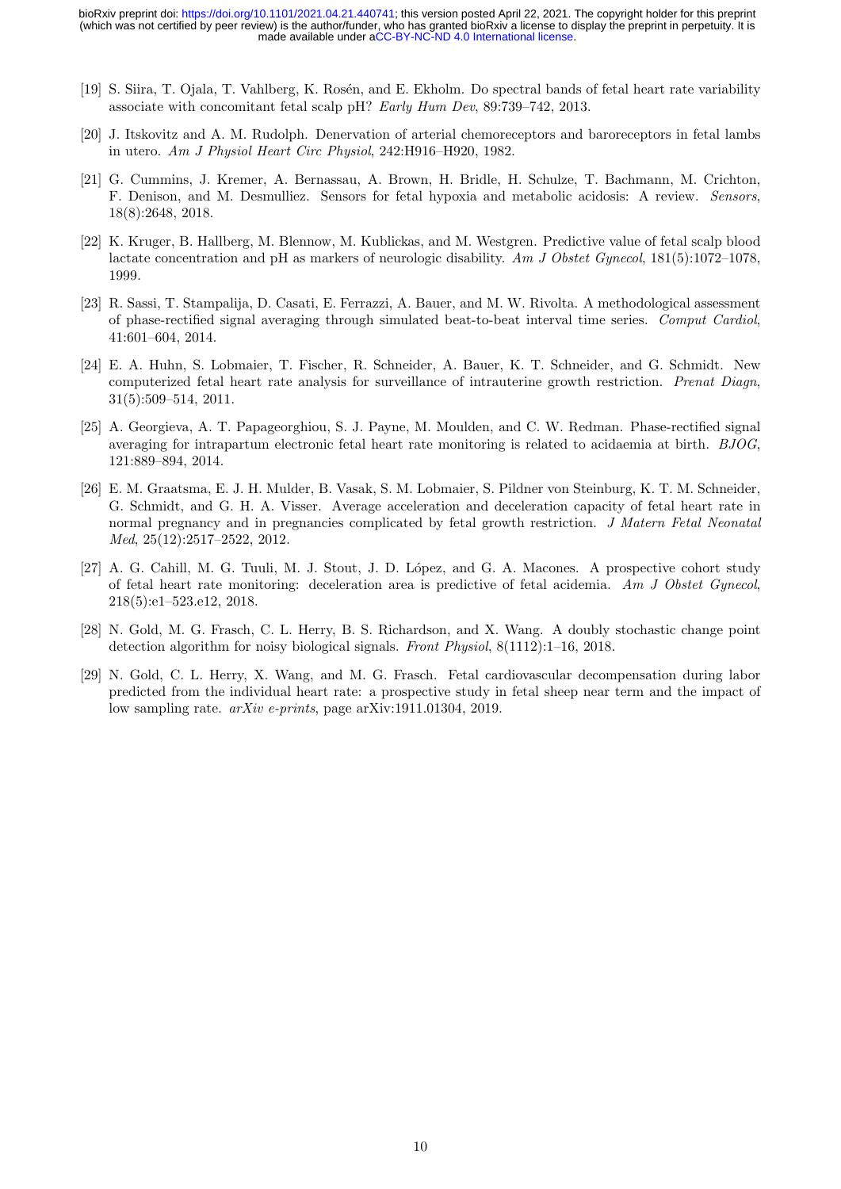[19] S. Siira, T. Ojala, T. Vahlberg, K. Rosén, and E. Ekholm. Do spectral bands of fetal heart rate variability associate with concomitant fetal scalp pH? *Early Hum Dev*, 89:739–742, 2013.

[20] J. Itskovitz and A. M. Rudolph. Denervation of arterial chemoreceptors and baroreceptors in fetal lambs in utero. *Am J Physiol Heart Circ Physiol*, 242:H916–H920, 1982.

[21] G. Cummins, J. Kremer, A. Bernassau, A. Brown, H. Bridle, H. Schulze, T. Bachmann, M. Crichton, F. Denison, and M. Desmulliez. Sensors for fetal hypoxia and metabolic acidosis: A review. *Sensors*, 18(8):2648, 2018.

[22] K. Kruger, B. Hallberg, M. Blennow, M. Kublickas, and M. Westgren. Predictive value of fetal scalp blood lactate concentration and pH as markers of neurologic disability. *Am J Obstet Gynecol*, 181(5):1072–1078, 1999.

[23] R. Sassi, T. Stampalija, D. Casati, E. Ferrazzi, A. Bauer, and M. W. Rivolta. A methodological assessment of phase-rectified signal averaging through simulated beat-to-beat interval time series. *Comput Cardiol*, 41:601–604, 2014.

[24] E. A. Huhn, S. Lobmaier, T. Fischer, R. Schneider, A. Bauer, K. T. Schneider, and G. Schmidt. New computerized fetal heart rate analysis for surveillance of intrauterine growth restriction. *Prenat Diagn*, 31(5):509–514, 2011.

[25] A. Georgieva, A. T. Papageorghiou, S. J. Payne, M. Moulden, and C. W. Redman. Phase-rectified signal averaging for intrapartum electronic fetal heart rate monitoring is related to acidaemia at birth. *BJOG*, 121:889–894, 2014.

[26] E. M. Graatsma, E. J. H. Mulder, B. Vasak, S. M. Lobmaier, S. Pildner von Steinburg, K. T. M. Schneider, G. Schmidt, and G. H. A. Visser. Average acceleration and deceleration capacity of fetal heart rate in normal pregnancy and in pregnancies complicated by fetal growth restriction. *J Matern Fetal Neonatal Med*, 25(12):2517–2522, 2012.

[27] A. G. Cahill, M. G. Tuuli, M. J. Stout, J. D. López, and G. A. Macones. A prospective cohort study of fetal heart rate monitoring: deceleration area is predictive of fetal acidemia. *Am J Obstet Gynecol*, 218(5):e1–523.e12, 2018.

[28] N. Gold, M. G. Frasch, C. L. Herry, B. S. Richardson, and X. Wang. A doubly stochastic change point detection algorithm for noisy biological signals. *Front Physiol*, 8(1112):1–16, 2018.

[29] N. Gold, C. L. Herry, X. Wang, and M. G. Frasch. Fetal cardiovascular decompensation during labor predicted from the individual heart rate: a prospective study in fetal sheep near term and the impact of low sampling rate. *arXiv e-prints*, page arXiv:1911.01304, 2019.